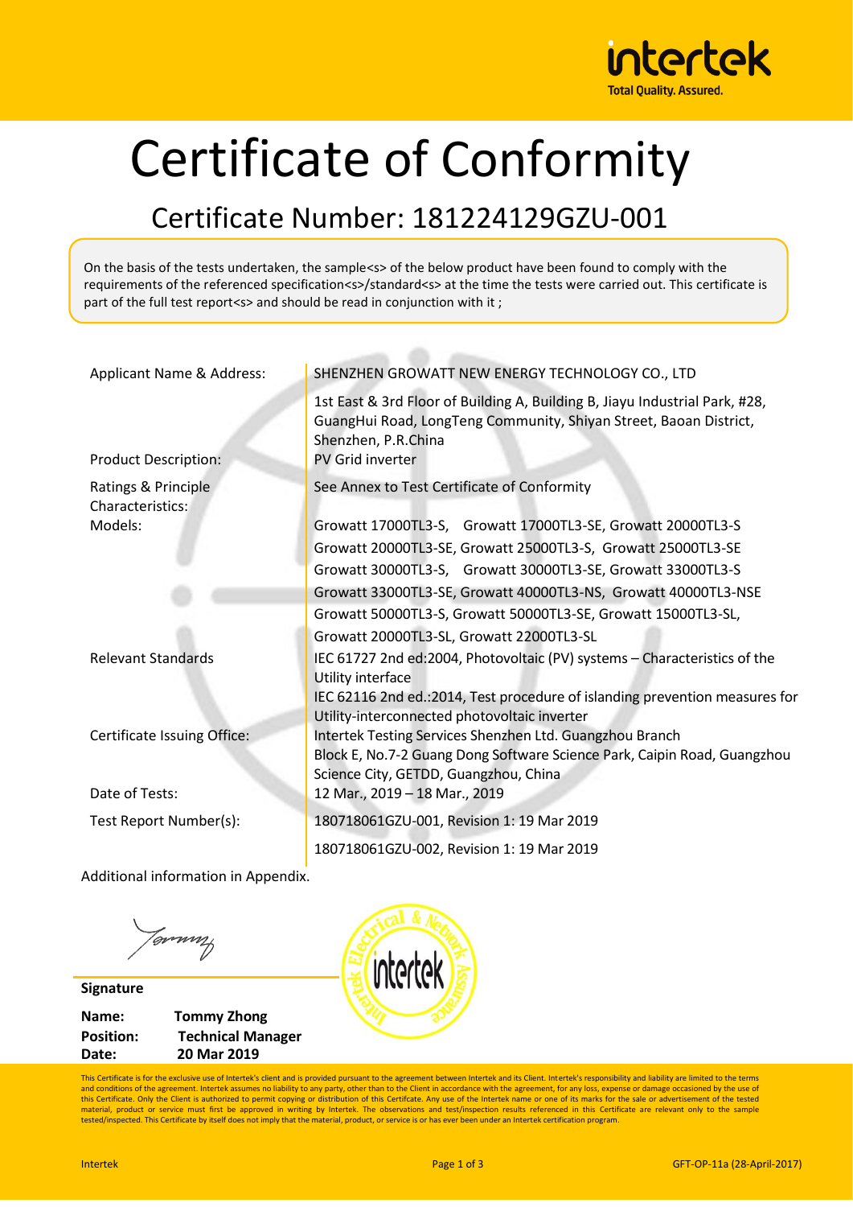# Certificate of Conformity

## Certificate Number: 181224129GZU-001

On the basis of the tests undertaken, the sample<s> of the below product have been found to comply with the requirements of the referenced specification<s>/standard<s> at the time the tests were carried out. This certificate is part of the full test report<s> and should be read in conjunction with it ;

| | |
|---|---|
| Applicant Name & Address: | SHENZHEN GROWATT NEW ENERGY TECHNOLOGY CO., LTD<br>1st East & 3rd Floor of Building A, Building B, Jiayu Industrial Park, #28, GuangHui Road, LongTeng Community, Shiyan Street, Baoan District, Shenzhen, P.R.China |
| Product Description: | PV Grid inverter |
| Ratings & Principle Characteristics: | See Annex to Test Certificate of Conformity |
| Models: | Growatt 17000TL3-S, Growatt 17000TL3-SE, Growatt 20000TL3-S<br>Growatt 20000TL3-SE, Growatt 25000TL3-S, Growatt 25000TL3-SE<br>Growatt 30000TL3-S, Growatt 30000TL3-SE, Growatt 33000TL3-S<br>Growatt 33000TL3-SE, Growatt 40000TL3-NS, Growatt 40000TL3-NSE<br>Growatt 50000TL3-S, Growatt 50000TL3-SE, Growatt 15000TL3-SL,<br>Growatt 20000TL3-SL, Growatt 22000TL3-SL |
| Relevant Standards | IEC 61727 2nd ed:2004, Photovoltaic (PV) systems – Characteristics of the Utility interface<br>IEC 62116 2nd ed.:2014, Test procedure of islanding prevention measures for Utility-interconnected photovoltaic inverter |
| Certificate Issuing Office: | Intertek Testing Services Shenzhen Ltd. Guangzhou Branch<br>Block E, No.7-2 Guang Dong Software Science Park, Caipin Road, Guangzhou Science City, GETDD, Guangzhou, China |
| Date of Tests: | 12 Mar., 2019 – 18 Mar., 2019 |
| Test Report Number(s): | 180718061GZU-001, Revision 1: 19 Mar 2019<br>180718061GZU-002, Revision 1: 19 Mar 2019 |

Additional information in Appendix.

**Signature**

**Name:** **Tommy Zhong**
**Position:** **Technical Manager**
**Date:** **20 Mar 2019**

This Certificate is for the exclusive use of Intertek's client and is provided pursuant to the agreement between Intertek and its Client. Intertek's responsibility and liability are limited to the terms and conditions of the agreement. Intertek assumes no liability to any party, other than to the Client in accordance with the agreement, for any loss, expense or damage occasioned by the use of this Certificate. Only the Client is authorized to permit copying or distribution of this Certificate. Any use of the Intertek name or one of its marks for the sale or advertisement of the tested material, product or service must first be approved in writing by Intertek. The observations and test/inspection results referenced in this Certificate are relevant only to the sample tested/inspected. This Certificate by itself does not imply that the material, product, or service is or has ever been under an Intertek certification program.

GFT-OP-11a (28-April-2017)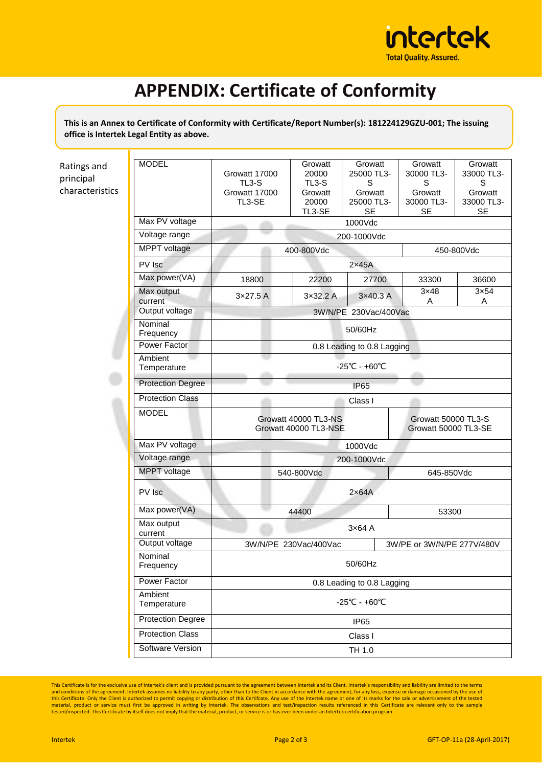# APPENDIX: Certificate of Conformity

**This is an Annex to Certificate of Conformity with Certificate/Report Number(s): 181224129GZU-001; The issuing office is Intertek Legal Entity as above.**

Ratings and principal characteristics

| MODEL | Growatt 17000 TL3-S Growatt 17000 TL3-SE | Growatt 20000 TL3-S Growatt 20000 TL3-SE | Growatt 25000 TL3-S Growatt 25000 TL3-SE | Growatt 30000 TL3-S Growatt 30000 TL3-SE | Growatt 33000 TL3-S Growatt 33000 TL3-SE |
|---|---|---|---|---|---|
| Max PV voltage | 1000Vdc | | | | |
| Voltage range | 200-1000Vdc | | | | |
| MPPT voltage | 400-800Vdc | | | 450-800Vdc | |
| PV Isc | 2×45A | | | | |
| Max power(VA) | 18800 | 22200 | 27700 | 33300 | 36600 |
| Max output current | 3×27.5 A | 3×32.2 A | 3×40.3 A | 3×48 A | 3×54 A |
| Output voltage | 3W/N/PE 230Vac/400Vac | | | | |
| Nominal Frequency | 50/60Hz | | | | |
| Power Factor | 0.8 Leading to 0.8 Lagging | | | | |
| Ambient Temperature | -25℃ - +60℃ | | | | |
| Protection Degree | IP65 | | | | |
| Protection Class | Class I | | | | |

| MODEL | Growatt 40000 TL3-NS Growatt 40000 TL3-NSE | Growatt 50000 TL3-S Growatt 50000 TL3-SE |
|---|---|---|
| Max PV voltage | 1000Vdc | |
| Voltage range | 200-1000Vdc | |
| MPPT voltage | 540-800Vdc | 645-850Vdc |
| PV Isc | 2×64A | |
| Max power(VA) | 44400 | 53300 |
| Max output current | 3×64 A | |
| Output voltage | 3W/N/PE 230Vac/400Vac | 3W/PE or 3W/N/PE 277V/480V |
| Nominal Frequency | 50/60Hz | |
| Power Factor | 0.8 Leading to 0.8 Lagging | |
| Ambient Temperature | -25℃ - +60℃ | |
| Protection Degree | IP65 | |
| Protection Class | Class I | |
| Software Version | TH 1.0 | |

This Certificate is for the exclusive use of Intertek's client and is provided pursuant to the agreement between Intertek and its Client. Intertek's responsibility and liability are limited to the terms and conditions of the agreement. Intertek assumes no liability to any party, other than to the Client in accordance with the agreement, for any loss, expense or damage occasioned by the use of this Certificate. Only the Client is authorized to permit copying or distribution of this Certifcate. Any use of the Intertek name or one of its marks for the sale or advertisement of the tested material, product or service must first be approved in writing by Intertek. The observations and test/inspection results referenced in this Certificate are relevant only to the sample tested/inspected. This Certificate by itself does not imply that the material, product, or service is or has ever been under an Intertek certification program.

Intertek GFT-OP-11a (28-April-2017)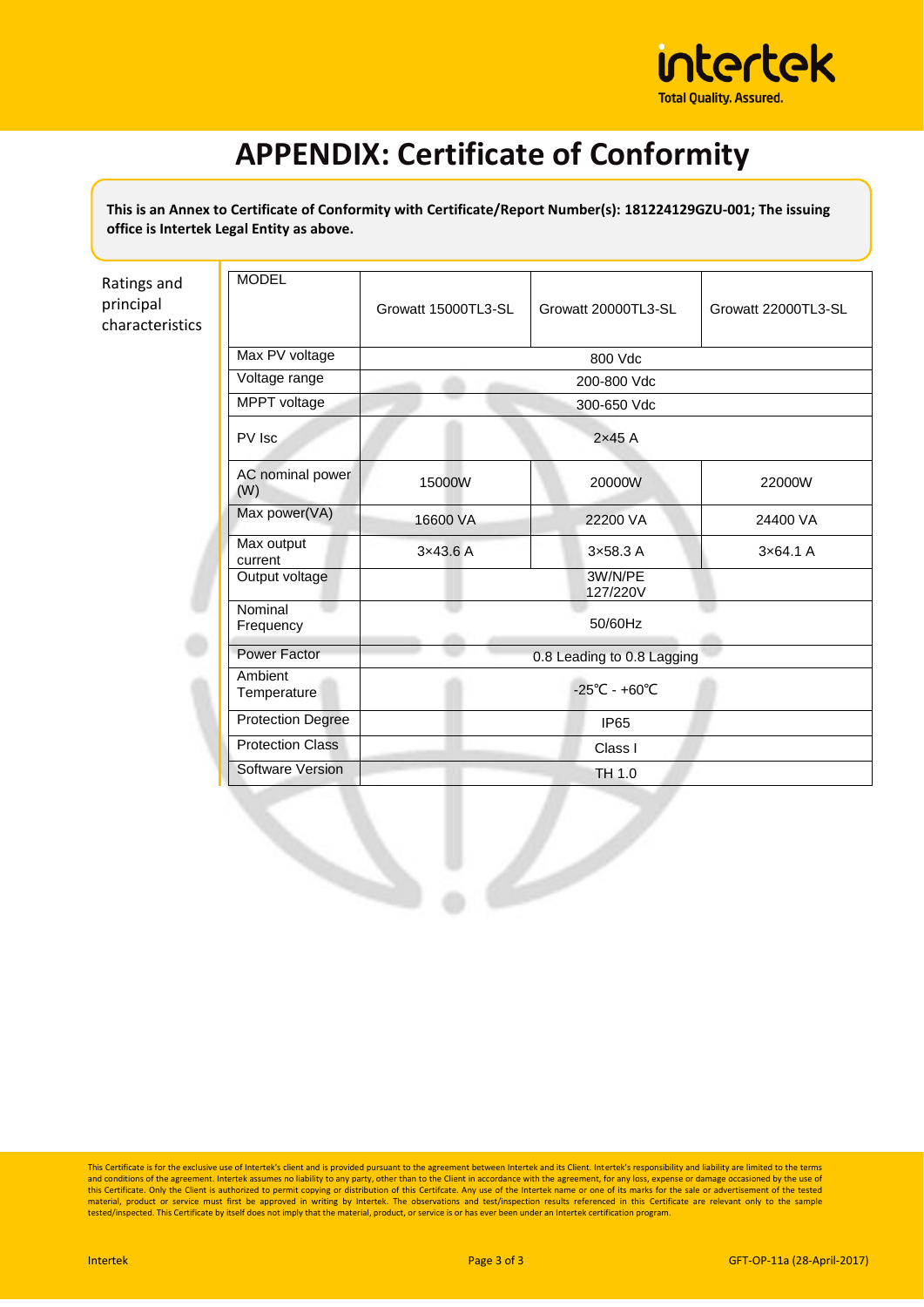# APPENDIX: Certificate of Conformity

**This is an Annex to Certificate of Conformity with Certificate/Report Number(s): 181224129GZU-001; The issuing office is Intertek Legal Entity as above.**

Ratings and principal characteristics

| MODEL | Growatt 15000TL3-SL | Growatt 20000TL3-SL | Growatt 22000TL3-SL |
|---|---|---|---|
| Max PV voltage | 800 Vdc | | |
| Voltage range | 200-800 Vdc | | |
| MPPT voltage | 300-650 Vdc | | |
| PV Isc | 2×45 A | | |
| AC nominal power (W) | 15000W | 20000W | 22000W |
| Max power(VA) | 16600 VA | 22200 VA | 24400 VA |
| Max output current | 3×43.6 A | 3×58.3 A | 3×64.1 A |
| Output voltage | 3W/N/PE 127/220V | | |
| Nominal Frequency | 50/60Hz | | |
| Power Factor | 0.8 Leading to 0.8 Lagging | | |
| Ambient Temperature | -25℃ - +60℃ | | |
| Protection Degree | IP65 | | |
| Protection Class | Class I | | |
| Software Version | TH 1.0 | | |

This Certificate is for the exclusive use of Intertek's client and is provided pursuant to the agreement between Intertek and its Client. Intertek's responsibility and liability are limited to the terms and conditions of the agreement. Intertek assumes no liability to any party, other than to the Client in accordance with the agreement, for any loss, expense or damage occasioned by the use of this Certificate. Only the Client is authorized to permit copying or distribution of this Certifcate. Any use of the Intertek name or one of its marks for the sale or advertisement of the tested material, product or service must first be approved in writing by Intertek. The observations and test/inspection results referenced in this Certificate are relevant only to the sample tested/inspected. This Certificate by itself does not imply that the material, product, or service is or has ever been under an Intertek certification program.

Intertek

GFT-OP-11a (28-April-2017)